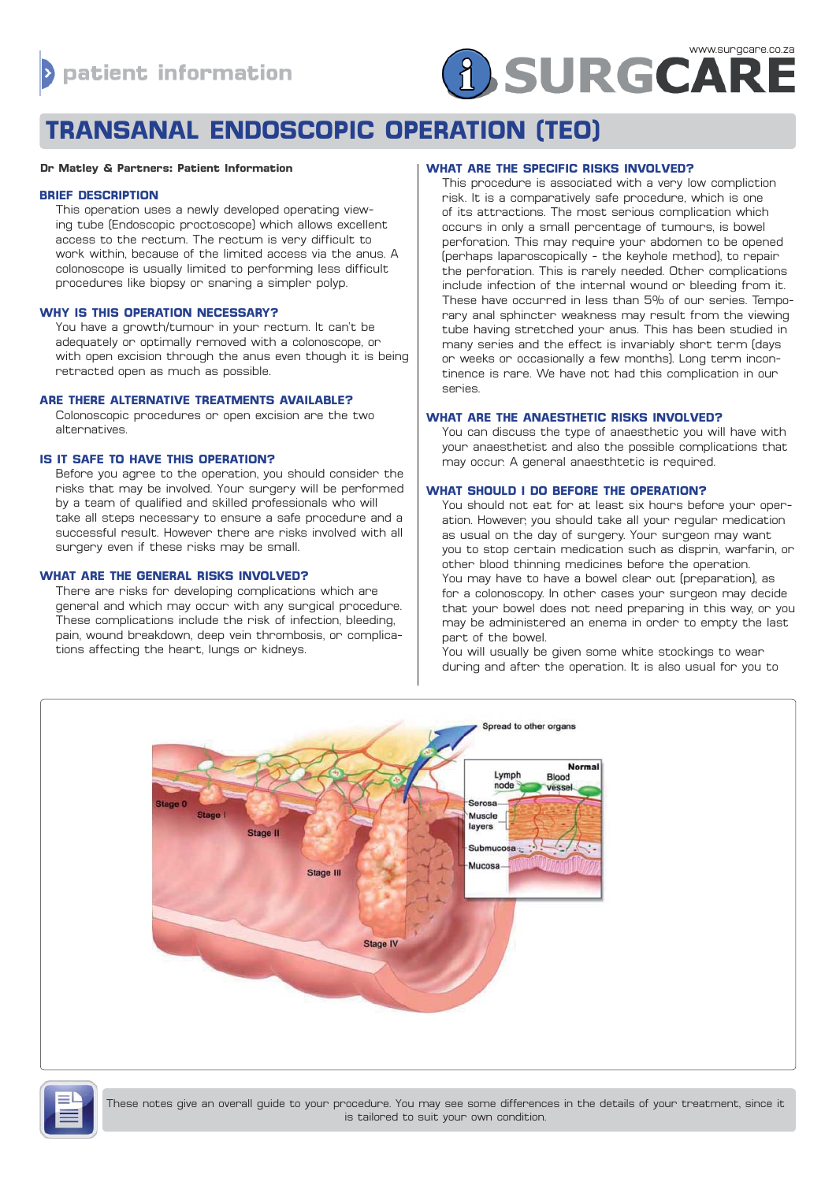patient information

www.surgcare.co.za

# TRANSANAL ENDOSCOPIC OPERATION (TEO)

**Dr Matley & Partners: Patient Information**

## BRIEF DESCRIPTION

This operation uses a newly developed operating viewing tube (Endoscopic proctoscope) which allows excellent access to the rectum. The rectum is very difficult to work within, because of the limited access via the anus. A colonoscope is usually limited to performing less difficult procedures like biopsy or snaring a simpler polyp.

## WHY IS THIS OPERATION NECESSARY?

You have a growth/tumour in your rectum. It can't be adequately or optimally removed with a colonoscope, or with open excision through the anus even though it is being retracted open as much as possible.

## ARE THERE ALTERNATIVE TREATMENTS AVAILABLE?

Colonoscopic procedures or open excision are the two alternatives.

## IS IT SAFE TO HAVE THIS OPERATION?

Before you agree to the operation, you should consider the risks that may be involved. Your surgery will be performed by a team of qualified and skilled professionals who will take all steps necessary to ensure a safe procedure and a successful result. However there are risks involved with all surgery even if these risks may be small.

## WHAT ARE THE GENERAL RISKS INVOLVED?

There are risks for developing complications which are general and which may occur with any surgical procedure. These complications include the risk of infection, bleeding, pain, wound breakdown, deep vein thrombosis, or complications affecting the heart, lungs or kidneys.

## WHAT ARE THE SPECIFIC RISKS INVOLVED?

This procedure is associated with a very low compliction risk. It is a comparatively safe procedure, which is one of its attractions. The most serious complication which occurs in only a small percentage of tumours, is bowel perforation. This may require your abdomen to be opened (perhaps laparoscopically - the keyhole method), to repair the perforation. This is rarely needed. Other complications include infection of the internal wound or bleeding from it. These have occurred in less than 5% of our series. Temporary anal sphincter weakness may result from the viewing tube having stretched your anus. This has been studied in many series and the effect is invariably short term (days or weeks or occasionally a few months). Long term incontinence is rare. We have not had this complication in our series.

## WHAT ARE THE ANAESTHETIC RISKS INVOLVED?

You can discuss the type of anaesthetic you will have with your anaesthetist and also the possible complications that may occur. A general anaesthtetic is required.

## WHAT SHOULD I DO BEFORE THE OPERATION?

You should not eat for at least six hours before your operation. However, you should take all your regular medication as usual on the day of surgery. Your surgeon may want you to stop certain medication such as disprin, warfarin, or other blood thinning medicines before the operation.

You may have to have a bowel clear out (preparation), as for a colonoscopy. In other cases your surgeon may decide that your bowel does not need preparing in this way, or you may be administered an enema in order to empty the last part of the bowel.

You will usually be given some white stockings to wear during and after the operation. It is also usual for you to

These notes give an overall guide to your procedure. You may see some differences in the details of your treatment, since it is tailored to suit your own condition.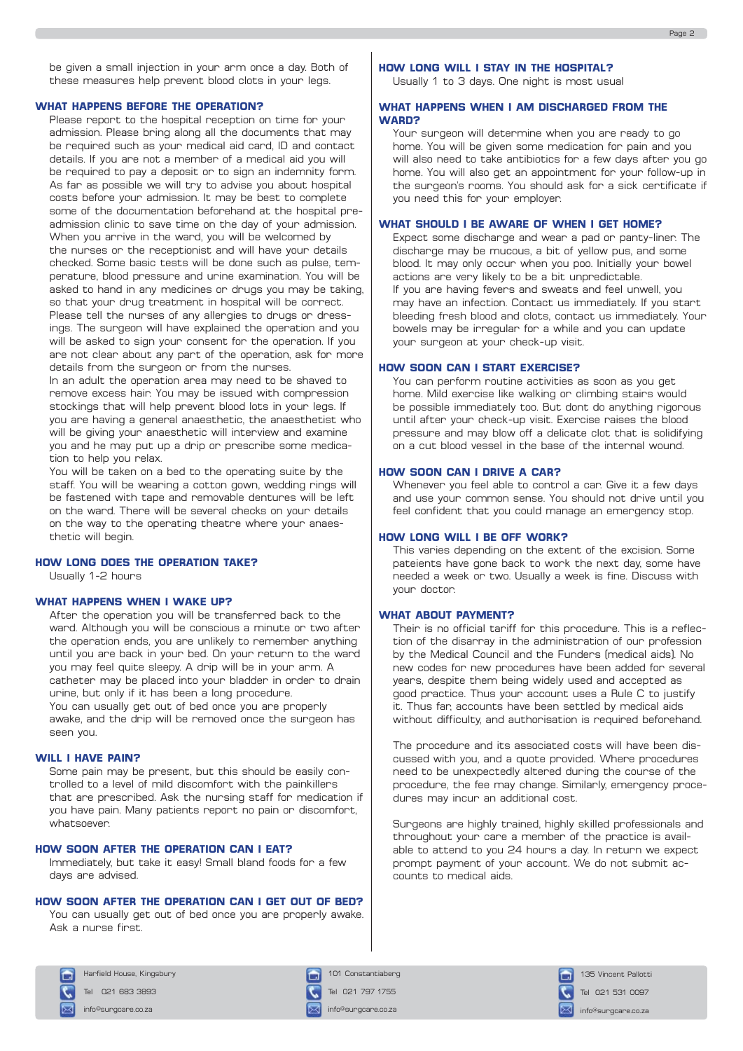be given a small injection in your arm once a day. Both of these measures help prevent blood clots in your legs.

## WHAT HAPPENS BEFORE THE OPERATION?

Please report to the hospital reception on time for your admission. Please bring along all the documents that may be required such as your medical aid card, ID and contact details. If you are not a member of a medical aid you will be required to pay a deposit or to sign an indemnity form. As far as possible we will try to advise you about hospital costs before your admission. It may be best to complete some of the documentation beforehand at the hospital pre-admission clinic to save time on the day of your admission. When you arrive in the ward, you will be welcomed by the nurses or the receptionist and will have your details checked. Some basic tests will be done such as pulse, temperature, blood pressure and urine examination. You will be asked to hand in any medicines or drugs you may be taking, so that your drug treatment in hospital will be correct. Please tell the nurses of any allergies to drugs or dressings. The surgeon will have explained the operation and you will be asked to sign your consent for the operation. If you are not clear about any part of the operation, ask for more details from the surgeon or from the nurses.

In an adult the operation area may need to be shaved to remove excess hair. You may be issued with compression stockings that will help prevent blood lots in your legs. If you are having a general anaesthetic, the anaesthetist who will be giving your anaesthetic will interview and examine you and he may put up a drip or prescribe some medication to help you relax.

You will be taken on a bed to the operating suite by the staff. You will be wearing a cotton gown, wedding rings will be fastened with tape and removable dentures will be left on the ward. There will be several checks on your details on the way to the operating theatre where your anaesthetic will begin.

## HOW LONG DOES THE OPERATION TAKE?

Usually 1-2 hours

## WHAT HAPPENS WHEN I WAKE UP?

After the operation you will be transferred back to the ward. Although you will be conscious a minute or two after the operation ends, you are unlikely to remember anything until you are back in your bed. On your return to the ward you may feel quite sleepy. A drip will be in your arm. A catheter may be placed into your bladder in order to drain urine, but only if it has been a long procedure.

You can usually get out of bed once you are properly awake, and the drip will be removed once the surgeon has seen you.

## WILL I HAVE PAIN?

Some pain may be present, but this should be easily controlled to a level of mild discomfort with the painkillers that are prescribed. Ask the nursing staff for medication if you have pain. Many patients report no pain or discomfort, whatsoever.

## HOW SOON AFTER THE OPERATION CAN I EAT?

Immediately, but take it easy! Small bland foods for a few days are advised.

## HOW SOON AFTER THE OPERATION CAN I GET OUT OF BED?

You can usually get out of bed once you are properly awake. Ask a nurse first.

## HOW LONG WILL I STAY IN THE HOSPITAL?

Usually 1 to 3 days. One night is most usual

## WHAT HAPPENS WHEN I AM DISCHARGED FROM THE WARD?

Your surgeon will determine when you are ready to go home. You will be given some medication for pain and you will also need to take antibiotics for a few days after you go home. You will also get an appointment for your follow-up in the surgeon's rooms. You should ask for a sick certificate if you need this for your employer.

## WHAT SHOULD I BE AWARE OF WHEN I GET HOME?

Expect some discharge and wear a pad or panty-liner. The discharge may be mucous, a bit of yellow pus, and some blood. It may only occur when you poo. Initially your bowel actions are very likely to be a bit unpredictable.

If you are having fevers and sweats and feel unwell, you may have an infection. Contact us immediately. If you start bleeding fresh blood and clots, contact us immediately. Your bowels may be irregular for a while and you can update your surgeon at your check-up visit.

## HOW SOON CAN I START EXERCISE?

You can perform routine activities as soon as you get home. Mild exercise like walking or climbing stairs would be possible immediately too. But dont do anything rigorous until after your check-up visit. Exercise raises the blood pressure and may blow off a delicate clot that is solidifying on a cut blood vessel in the base of the internal wound.

## HOW SOON CAN I DRIVE A CAR?

Whenever you feel able to control a car. Give it a few days and use your common sense. You should not drive until you feel confident that you could manage an emergency stop.

## HOW LONG WILL I BE OFF WORK?

This varies depending on the extent of the excision. Some pateients have gone back to work the next day, some have needed a week or two. Usually a week is fine. Discuss with your doctor.

## WHAT ABOUT PAYMENT?

Their is no official tariff for this procedure. This is a reflection of the disarray in the administration of our profession by the Medical Council and the Funders (medical aids). No new codes for new procedures have been added for several years, despite them being widely used and accepted as good practice. Thus your account uses a Rule C to justify it. Thus far, accounts have been settled by medical aids without difficulty, and authorisation is required beforehand.

The procedure and its associated costs will have been discussed with you, and a quote provided. Where procedures need to be unexpectedly altered during the course of the procedure, the fee may change. Similarly, emergency procedures may incur an additional cost.

Surgeons are highly trained, highly skilled professionals and throughout your care a member of the practice is available to attend to you 24 hours a day. In return we expect prompt payment of your account. We do not submit accounts to medical aids.

Harfield House, Kingsbury
Tel 021 683 3893
info@surgcare.co.za

101 Constantiaberg
Tel 021 797 1755
info@surgcare.co.za

135 Vincent Pallotti
Tel 021 531 0097
info@surgcare.co.za